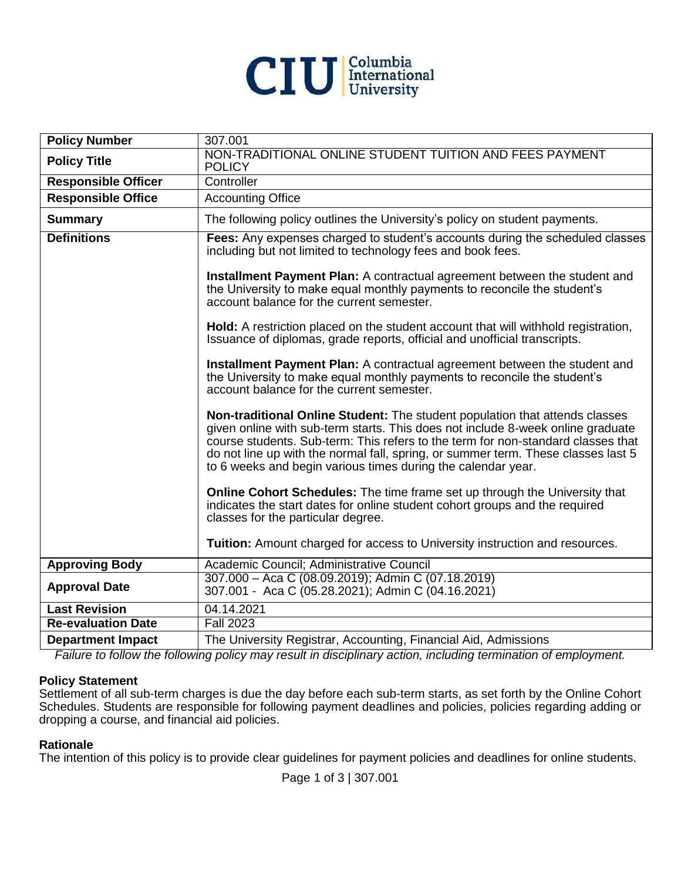| Policy Number | 307.001 |
| --- | --- |
| **Policy Title** | NON-TRADITIONAL ONLINE STUDENT TUITION AND FEES PAYMENT POLICY |
| **Responsible Officer** | Controller |
| **Responsible Office** | Accounting Office |
| **Summary** | The following policy outlines the University's policy on student payments. |
| **Definitions** | **Fees:** Any expenses charged to student's accounts during the scheduled classes including but not limited to technology fees and book fees.<br><br>**Installment Payment Plan:** A contractual agreement between the student and the University to make equal monthly payments to reconcile the student's account balance for the current semester.<br><br>**Hold:** A restriction placed on the student account that will withhold registration, Issuance of diplomas, grade reports, official and unofficial transcripts.<br><br>**Installment Payment Plan:** A contractual agreement between the student and the University to make equal monthly payments to reconcile the student's account balance for the current semester.<br><br>**Non-traditional Online Student:** The student population that attends classes given online with sub-term starts. This does not include 8-week online graduate course students. Sub-term: This refers to the term for non-standard classes that do not line up with the normal fall, spring, or summer term. These classes last 5 to 6 weeks and begin various times during the calendar year.<br><br>**Online Cohort Schedules:** The time frame set up through the University that indicates the start dates for online student cohort groups and the required classes for the particular degree.<br><br>**Tuition:** Amount charged for access to University instruction and resources. |
| **Approving Body** | Academic Council; Administrative Council |
| **Approval Date** | 307.000 – Aca C (08.09.2019); Admin C (07.18.2019)<br>307.001 - Aca C (05.28.2021); Admin C (04.16.2021) |
| **Last Revision** | 04.14.2021 |
| **Re-evaluation Date** | Fall 2023 |
| **Department Impact** | The University Registrar, Accounting, Financial Aid, Admissions |

*Failure to follow the following policy may result in disciplinary action, including termination of employment.*

## Policy Statement

Settlement of all sub-term charges is due the day before each sub-term starts, as set forth by the Online Cohort Schedules. Students are responsible for following payment deadlines and policies, policies regarding adding or dropping a course, and financial aid policies.

## Rationale

The intention of this policy is to provide clear guidelines for payment policies and deadlines for online students.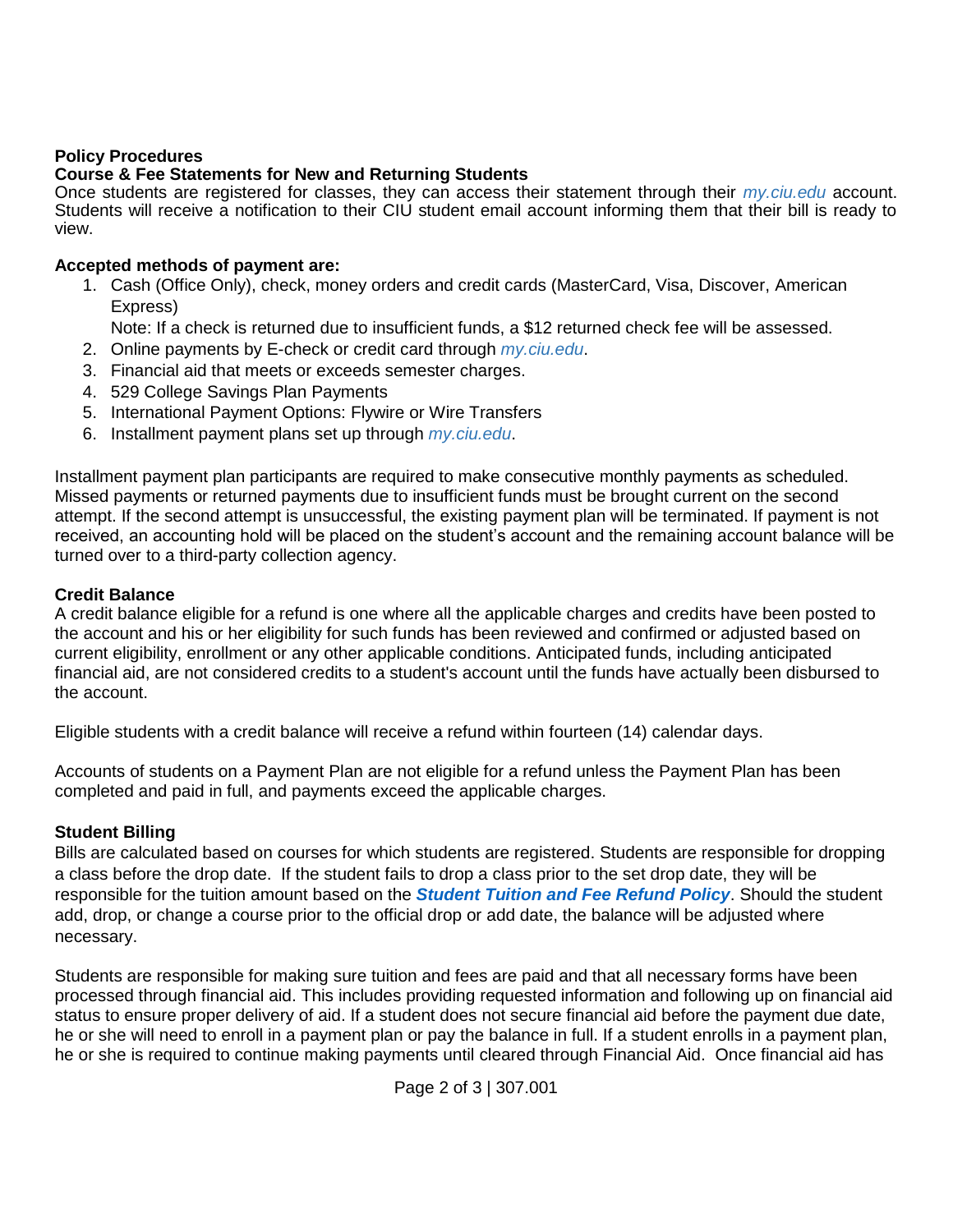**Policy Procedures**

**Course & Fee Statements for New and Returning Students**

Once students are registered for classes, they can access their statement through their *my.ciu.edu* account. Students will receive a notification to their CIU student email account informing them that their bill is ready to view.

**Accepted methods of payment are:**

1. Cash (Office Only), check, money orders and credit cards (MasterCard, Visa, Discover, American Express)
   Note: If a check is returned due to insufficient funds, a $12 returned check fee will be assessed.
2. Online payments by E-check or credit card through *my.ciu.edu*.
3. Financial aid that meets or exceeds semester charges.
4. 529 College Savings Plan Payments
5. International Payment Options: Flywire or Wire Transfers
6. Installment payment plans set up through *my.ciu.edu*.

Installment payment plan participants are required to make consecutive monthly payments as scheduled. Missed payments or returned payments due to insufficient funds must be brought current on the second attempt. If the second attempt is unsuccessful, the existing payment plan will be terminated. If payment is not received, an accounting hold will be placed on the student's account and the remaining account balance will be turned over to a third-party collection agency.

**Credit Balance**

A credit balance eligible for a refund is one where all the applicable charges and credits have been posted to the account and his or her eligibility for such funds has been reviewed and confirmed or adjusted based on current eligibility, enrollment or any other applicable conditions. Anticipated funds, including anticipated financial aid, are not considered credits to a student's account until the funds have actually been disbursed to the account.

Eligible students with a credit balance will receive a refund within fourteen (14) calendar days.

Accounts of students on a Payment Plan are not eligible for a refund unless the Payment Plan has been completed and paid in full, and payments exceed the applicable charges.

**Student Billing**

Bills are calculated based on courses for which students are registered. Students are responsible for dropping a class before the drop date. If the student fails to drop a class prior to the set drop date, they will be responsible for the tuition amount based on the ***Student Tuition and Fee Refund Policy***. Should the student add, drop, or change a course prior to the official drop or add date, the balance will be adjusted where necessary.

Students are responsible for making sure tuition and fees are paid and that all necessary forms have been processed through financial aid. This includes providing requested information and following up on financial aid status to ensure proper delivery of aid. If a student does not secure financial aid before the payment due date, he or she will need to enroll in a payment plan or pay the balance in full. If a student enrolls in a payment plan, he or she is required to continue making payments until cleared through Financial Aid. Once financial aid has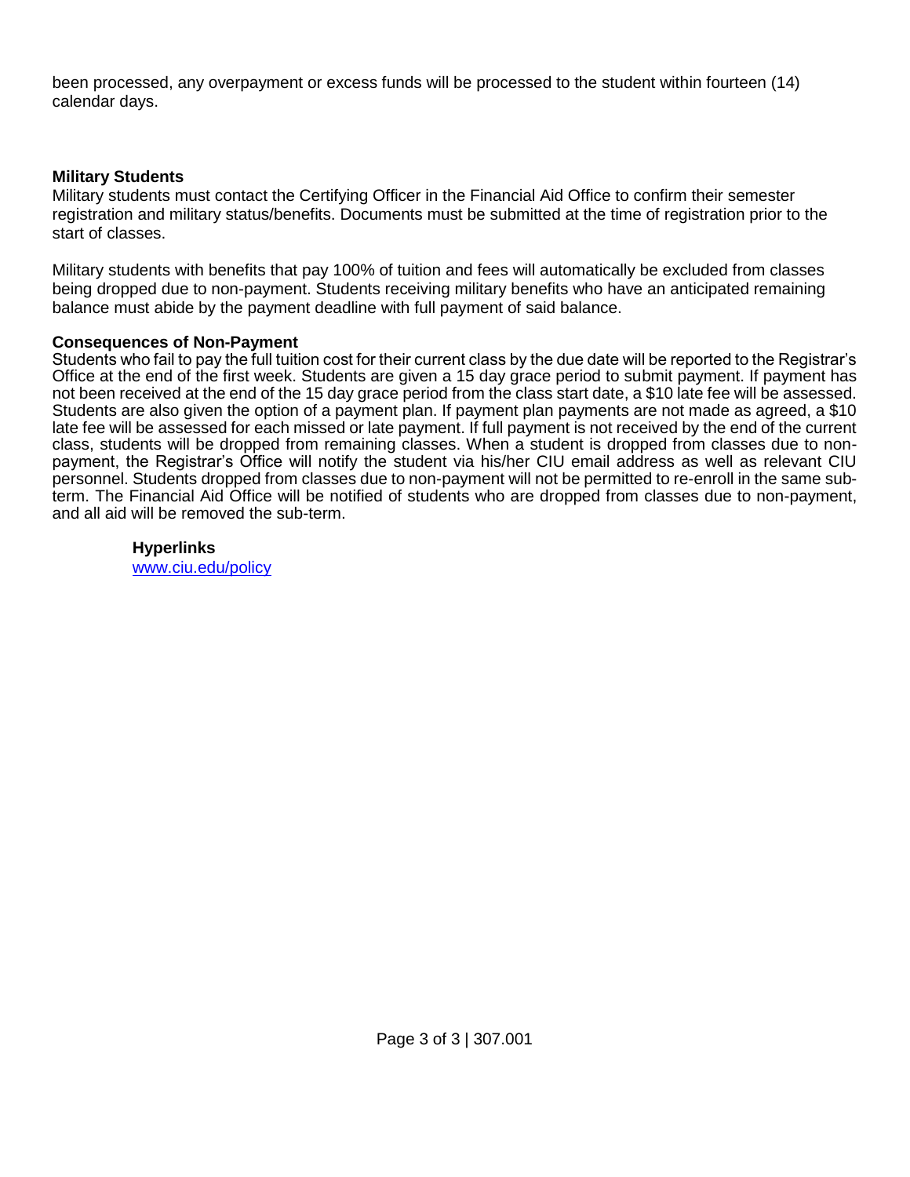been processed, any overpayment or excess funds will be processed to the student within fourteen (14) calendar days.

**Military Students**

Military students must contact the Certifying Officer in the Financial Aid Office to confirm their semester registration and military status/benefits. Documents must be submitted at the time of registration prior to the start of classes.

Military students with benefits that pay 100% of tuition and fees will automatically be excluded from classes being dropped due to non-payment. Students receiving military benefits who have an anticipated remaining balance must abide by the payment deadline with full payment of said balance.

**Consequences of Non-Payment**

Students who fail to pay the full tuition cost for their current class by the due date will be reported to the Registrar's Office at the end of the first week. Students are given a 15 day grace period to submit payment. If payment has not been received at the end of the 15 day grace period from the class start date, a $10 late fee will be assessed. Students are also given the option of a payment plan. If payment plan payments are not made as agreed, a $10 late fee will be assessed for each missed or late payment. If full payment is not received by the end of the current class, students will be dropped from remaining classes. When a student is dropped from classes due to non-payment, the Registrar's Office will notify the student via his/her CIU email address as well as relevant CIU personnel. Students dropped from classes due to non-payment will not be permitted to re-enroll in the same sub-term. The Financial Aid Office will be notified of students who are dropped from classes due to non-payment, and all aid will be removed the sub-term.

**Hyperlinks**

[www.ciu.edu/policy](http://www.ciu.edu/policy)